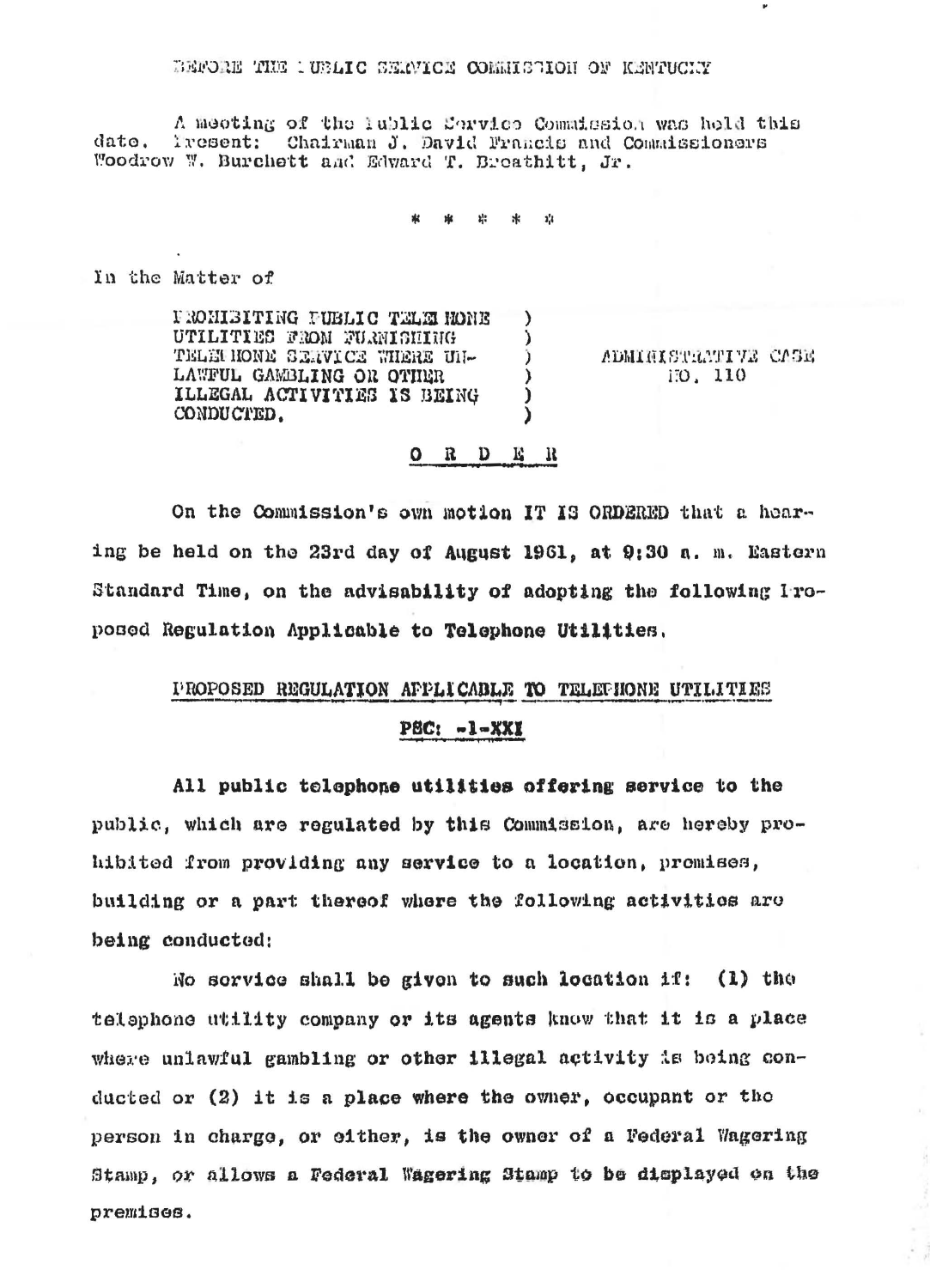BEFORE THE PUBLIC SERVICE COMMISSION OF KENTUCKY

A meeting of the Public Service Commission was held this date. Present: Chairman J. David Francis and Commissioners Woodrow W. Burchett and Edward T. Breathitt, Jr.

\* \* \* \* \*

In the Matter of

| | |
|---|---|
| PROHIBITING PUBLIC TELEPHONE UTILITIES FROM FURNISHING TELEPHONE SERVICE WHERE UNLAWFUL GAMBLING OR OTHER ILLEGAL ACTIVITIES IS BEING CONDUCTED. | ADMINISTRATIVE CASE NO. 110 |

## O R D E R

On the Commission's own motion IT IS ORDERED that a hearing be held on the 23rd day of August 1961, at 9:30 a. m. Eastern Standard Time, on the advisability of adopting the following Proposed Regulation Applicable to Telephone Utilities.

### PROPOSED REGULATION APPLICABLE TO TELEPHONE UTILITIES

### PSC: -1-XXI

All public telephone utilities offering service to the public, which are regulated by this Commission, are hereby prohibited from providing any service to a location, premises, building or a part thereof where the following activities are being conducted:

No service shall be given to such location if: (1) the telephone utility company or its agents know that it is a place where unlawful gambling or other illegal activity is being conducted or (2) it is a place where the owner, occupant or the person in charge, or either, is the owner of a Federal Wagering Stamp, or allows a Federal Wagering Stamp to be displayed on the premises.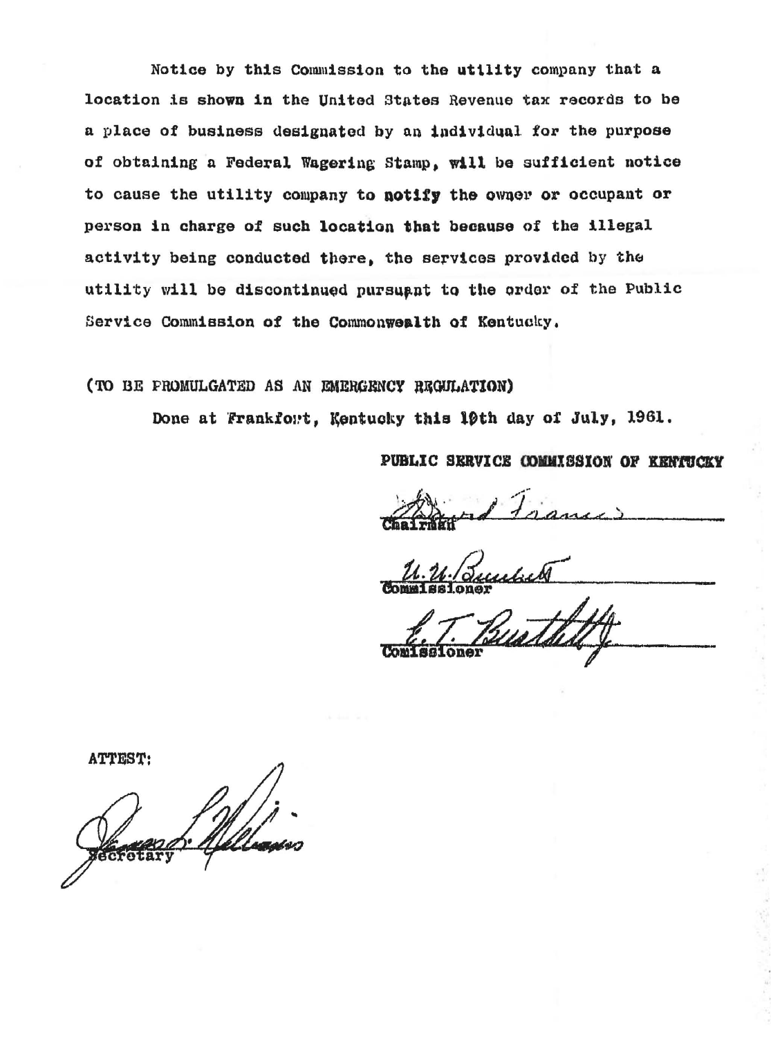Notice by this Commission to the utility company that a location is shown in the United States Revenue tax records to be a place of business designated by an individual for the purpose of obtaining a Federal Wagering Stamp, will be sufficient notice to cause the utility company to notify the owner or occupant or person in charge of such location that because of the illegal activity being conducted there, the services provided by the utility will be discontinued pursuant to the order of the Public Service Commission of the Commonwealth of Kentucky.

(TO BE PROMULGATED AS AN EMERGENCY REGULATION)

Done at Frankfort, Kentucky this 10th day of July, 1961.

PUBLIC SERVICE COMMISSION OF KENTUCKY

Chairman

Commissioner

Comissioner

ATTEST:

Secretary